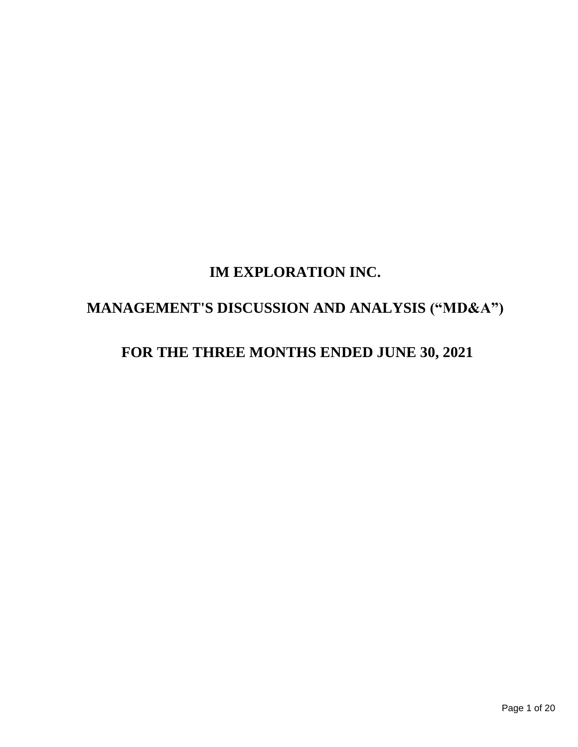# IM EXPLORATION INC.

# MANAGEMENT'S DISCUSSION AND ANALYSIS (“MD&A”)

# FOR THE THREE MONTHS ENDED JUNE 30, 2021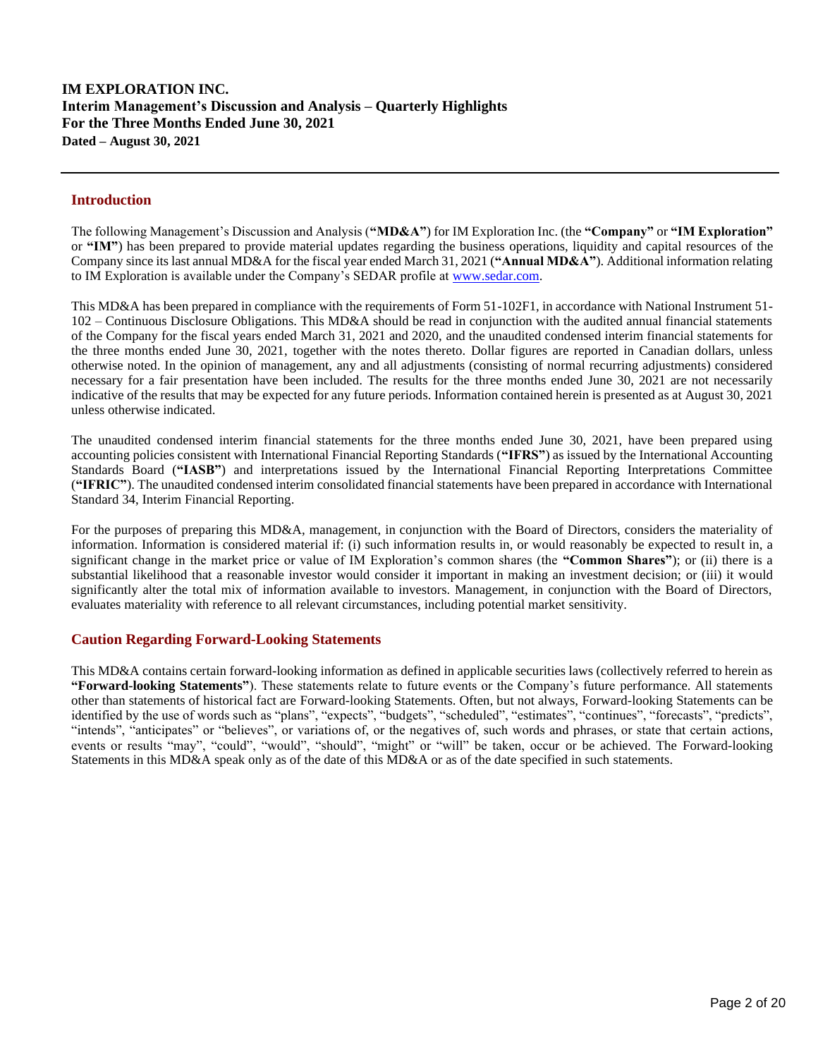**IM EXPLORATION INC.**
**Interim Management's Discussion and Analysis – Quarterly Highlights**
**For the Three Months Ended June 30, 2021**
**Dated – August 30, 2021**

---

## Introduction

The following Management's Discussion and Analysis (**"MD&A"**) for IM Exploration Inc. (the **"Company"** or **"IM Exploration"** or **"IM"**) has been prepared to provide material updates regarding the business operations, liquidity and capital resources of the Company since its last annual MD&A for the fiscal year ended March 31, 2021 (**"Annual MD&A"**). Additional information relating to IM Exploration is available under the Company's SEDAR profile at www.sedar.com.

This MD&A has been prepared in compliance with the requirements of Form 51-102F1, in accordance with National Instrument 51-102 – Continuous Disclosure Obligations. This MD&A should be read in conjunction with the audited annual financial statements of the Company for the fiscal years ended March 31, 2021 and 2020, and the unaudited condensed interim financial statements for the three months ended June 30, 2021, together with the notes thereto. Dollar figures are reported in Canadian dollars, unless otherwise noted. In the opinion of management, any and all adjustments (consisting of normal recurring adjustments) considered necessary for a fair presentation have been included. The results for the three months ended June 30, 2021 are not necessarily indicative of the results that may be expected for any future periods. Information contained herein is presented as at August 30, 2021 unless otherwise indicated.

The unaudited condensed interim financial statements for the three months ended June 30, 2021, have been prepared using accounting policies consistent with International Financial Reporting Standards (**"IFRS"**) as issued by the International Accounting Standards Board (**"IASB"**) and interpretations issued by the International Financial Reporting Interpretations Committee (**"IFRIC"**). The unaudited condensed interim consolidated financial statements have been prepared in accordance with International Standard 34, Interim Financial Reporting.

For the purposes of preparing this MD&A, management, in conjunction with the Board of Directors, considers the materiality of information. Information is considered material if: (i) such information results in, or would reasonably be expected to result in, a significant change in the market price or value of IM Exploration's common shares (the **"Common Shares"**); or (ii) there is a substantial likelihood that a reasonable investor would consider it important in making an investment decision; or (iii) it would significantly alter the total mix of information available to investors. Management, in conjunction with the Board of Directors, evaluates materiality with reference to all relevant circumstances, including potential market sensitivity.

## Caution Regarding Forward-Looking Statements

This MD&A contains certain forward-looking information as defined in applicable securities laws (collectively referred to herein as **"Forward-looking Statements"**). These statements relate to future events or the Company's future performance. All statements other than statements of historical fact are Forward-looking Statements. Often, but not always, Forward-looking Statements can be identified by the use of words such as "plans", "expects", "budgets", "scheduled", "estimates", "continues", "forecasts", "predicts", "intends", "anticipates" or "believes", or variations of, or the negatives of, such words and phrases, or state that certain actions, events or results "may", "could", "would", "should", "might" or "will" be taken, occur or be achieved. The Forward-looking Statements in this MD&A speak only as of the date of this MD&A or as of the date specified in such statements.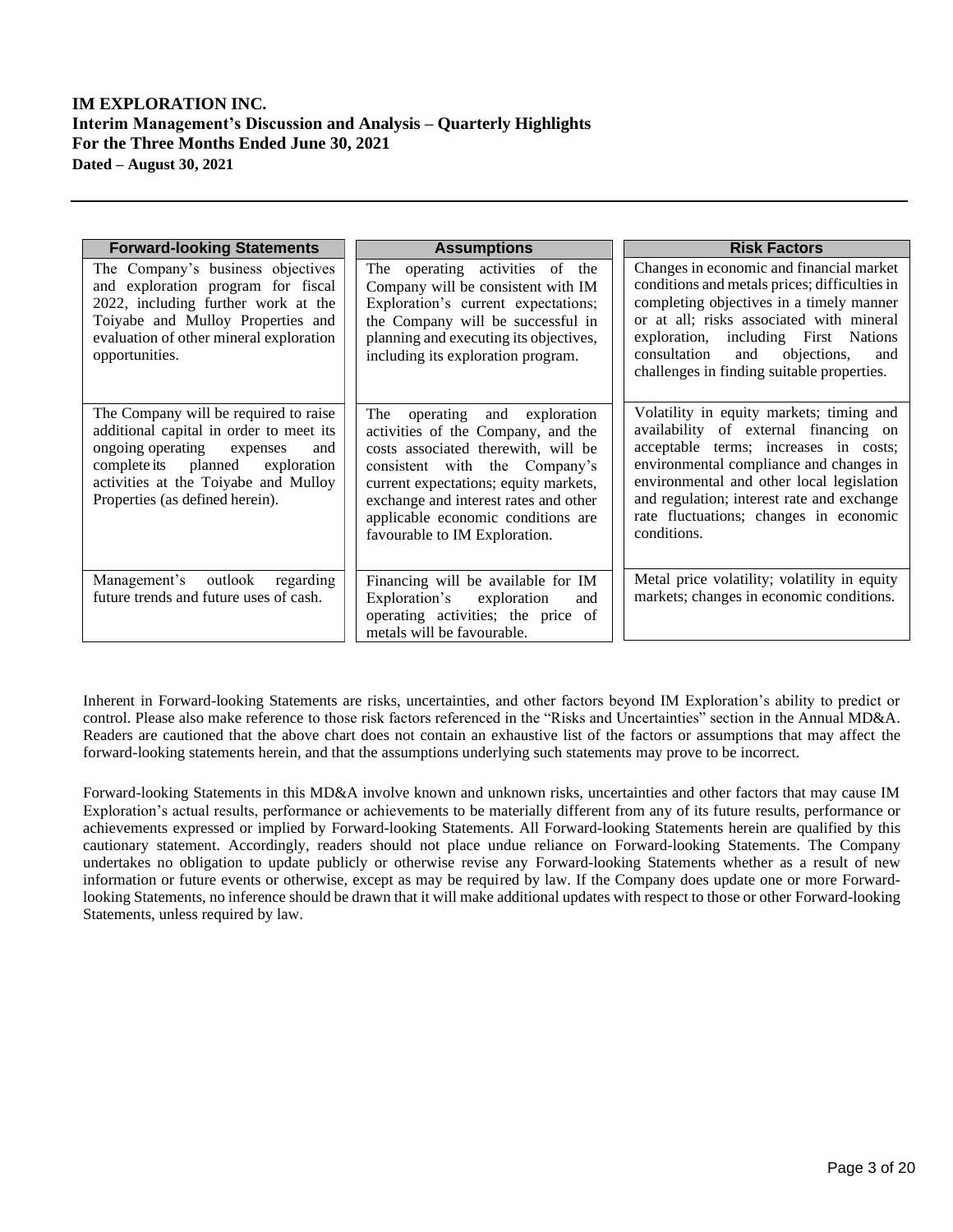| Forward-looking Statements | Assumptions | Risk Factors |
|---|---|---|
| The Company's business objectives and exploration program for fiscal 2022, including further work at the Toiyabe and Mulloy Properties and evaluation of other mineral exploration opportunities. | The operating activities of the Company will be consistent with IM Exploration's current expectations; the Company will be successful in planning and executing its objectives, including its exploration program. | Changes in economic and financial market conditions and metals prices; difficulties in completing objectives in a timely manner or at all; risks associated with mineral exploration, including First Nations consultation and objections, and challenges in finding suitable properties. |
| The Company will be required to raise additional capital in order to meet its ongoing operating expenses and complete its planned exploration activities at the Toiyabe and Mulloy Properties (as defined herein). | The operating and exploration activities of the Company, and the costs associated therewith, will be consistent with the Company's current expectations; equity markets, exchange and interest rates and other applicable economic conditions are favourable to IM Exploration. | Volatility in equity markets; timing and availability of external financing on acceptable terms; increases in costs; environmental compliance and changes in environmental and other local legislation and regulation; interest rate and exchange rate fluctuations; changes in economic conditions. |
| Management's outlook regarding future trends and future uses of cash. | Financing will be available for IM Exploration's exploration and operating activities; the price of metals will be favourable. | Metal price volatility; volatility in equity markets; changes in economic conditions. |

Inherent in Forward-looking Statements are risks, uncertainties, and other factors beyond IM Exploration's ability to predict or control. Please also make reference to those risk factors referenced in the "Risks and Uncertainties" section in the Annual MD&A. Readers are cautioned that the above chart does not contain an exhaustive list of the factors or assumptions that may affect the forward-looking statements herein, and that the assumptions underlying such statements may prove to be incorrect.

Forward-looking Statements in this MD&A involve known and unknown risks, uncertainties and other factors that may cause IM Exploration's actual results, performance or achievements to be materially different from any of its future results, performance or achievements expressed or implied by Forward-looking Statements. All Forward-looking Statements herein are qualified by this cautionary statement. Accordingly, readers should not place undue reliance on Forward-looking Statements. The Company undertakes no obligation to update publicly or otherwise revise any Forward-looking Statements whether as a result of new information or future events or otherwise, except as may be required by law. If the Company does update one or more Forward-looking Statements, no inference should be drawn that it will make additional updates with respect to those or other Forward-looking Statements, unless required by law.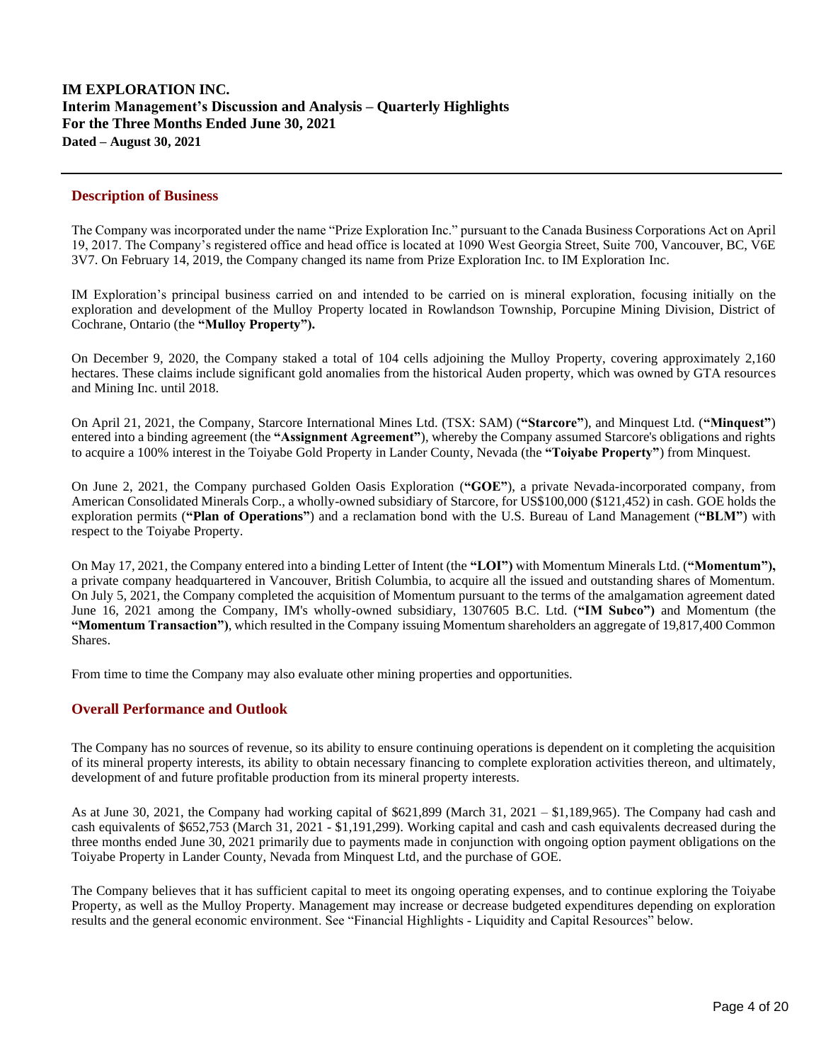**IM EXPLORATION INC.**
**Interim Management's Discussion and Analysis – Quarterly Highlights**
**For the Three Months Ended June 30, 2021**
**Dated – August 30, 2021**

## Description of Business

The Company was incorporated under the name "Prize Exploration Inc." pursuant to the Canada Business Corporations Act on April 19, 2017. The Company's registered office and head office is located at 1090 West Georgia Street, Suite 700, Vancouver, BC, V6E 3V7. On February 14, 2019, the Company changed its name from Prize Exploration Inc. to IM Exploration Inc.

IM Exploration's principal business carried on and intended to be carried on is mineral exploration, focusing initially on the exploration and development of the Mulloy Property located in Rowlandson Township, Porcupine Mining Division, District of Cochrane, Ontario (the **"Mulloy Property").**

On December 9, 2020, the Company staked a total of 104 cells adjoining the Mulloy Property, covering approximately 2,160 hectares. These claims include significant gold anomalies from the historical Auden property, which was owned by GTA resources and Mining Inc. until 2018.

On April 21, 2021, the Company, Starcore International Mines Ltd. (TSX: SAM) (**"Starcore"**), and Minquest Ltd. (**"Minquest"**) entered into a binding agreement (the **"Assignment Agreement"**), whereby the Company assumed Starcore's obligations and rights to acquire a 100% interest in the Toiyabe Gold Property in Lander County, Nevada (the **"Toiyabe Property"**) from Minquest.

On June 2, 2021, the Company purchased Golden Oasis Exploration (**"GOE"**), a private Nevada-incorporated company, from American Consolidated Minerals Corp., a wholly-owned subsidiary of Starcore, for US$100,000 ($121,452) in cash. GOE holds the exploration permits (**"Plan of Operations"**) and a reclamation bond with the U.S. Bureau of Land Management (**"BLM"**) with respect to the Toiyabe Property.

On May 17, 2021, the Company entered into a binding Letter of Intent (the **"LOI")** with Momentum Minerals Ltd. (**"Momentum"),** a private company headquartered in Vancouver, British Columbia, to acquire all the issued and outstanding shares of Momentum. On July 5, 2021, the Company completed the acquisition of Momentum pursuant to the terms of the amalgamation agreement dated June 16, 2021 among the Company, IM's wholly-owned subsidiary, 1307605 B.C. Ltd. (**"IM Subco")** and Momentum (the **"Momentum Transaction")**, which resulted in the Company issuing Momentum shareholders an aggregate of 19,817,400 Common Shares.

From time to time the Company may also evaluate other mining properties and opportunities.

## Overall Performance and Outlook

The Company has no sources of revenue, so its ability to ensure continuing operations is dependent on it completing the acquisition of its mineral property interests, its ability to obtain necessary financing to complete exploration activities thereon, and ultimately, development of and future profitable production from its mineral property interests.

As at June 30, 2021, the Company had working capital of $621,899 (March 31, 2021 – $1,189,965). The Company had cash and cash equivalents of $652,753 (March 31, 2021 - $1,191,299). Working capital and cash and cash equivalents decreased during the three months ended June 30, 2021 primarily due to payments made in conjunction with ongoing option payment obligations on the Toiyabe Property in Lander County, Nevada from Minquest Ltd, and the purchase of GOE.

The Company believes that it has sufficient capital to meet its ongoing operating expenses, and to continue exploring the Toiyabe Property, as well as the Mulloy Property. Management may increase or decrease budgeted expenditures depending on exploration results and the general economic environment. See "Financial Highlights - Liquidity and Capital Resources" below.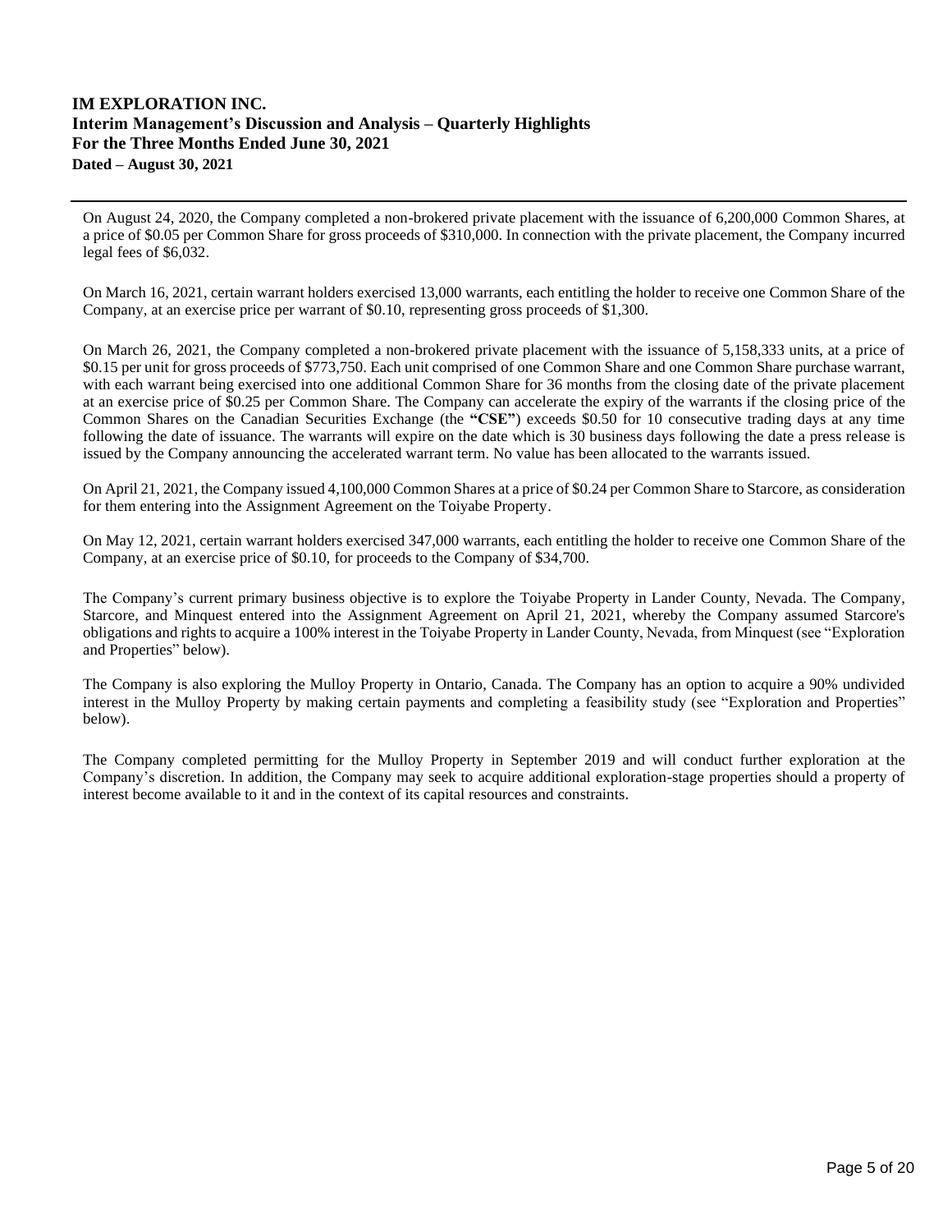On August 24, 2020, the Company completed a non-brokered private placement with the issuance of 6,200,000 Common Shares, at a price of $0.05 per Common Share for gross proceeds of $310,000. In connection with the private placement, the Company incurred legal fees of $6,032.

On March 16, 2021, certain warrant holders exercised 13,000 warrants, each entitling the holder to receive one Common Share of the Company, at an exercise price per warrant of $0.10, representing gross proceeds of $1,300.

On March 26, 2021, the Company completed a non-brokered private placement with the issuance of 5,158,333 units, at a price of $0.15 per unit for gross proceeds of $773,750. Each unit comprised of one Common Share and one Common Share purchase warrant, with each warrant being exercised into one additional Common Share for 36 months from the closing date of the private placement at an exercise price of $0.25 per Common Share. The Company can accelerate the expiry of the warrants if the closing price of the Common Shares on the Canadian Securities Exchange (the **"CSE"**) exceeds $0.50 for 10 consecutive trading days at any time following the date of issuance. The warrants will expire on the date which is 30 business days following the date a press release is issued by the Company announcing the accelerated warrant term. No value has been allocated to the warrants issued.

On April 21, 2021, the Company issued 4,100,000 Common Shares at a price of $0.24 per Common Share to Starcore, as consideration for them entering into the Assignment Agreement on the Toiyabe Property.

On May 12, 2021, certain warrant holders exercised 347,000 warrants, each entitling the holder to receive one Common Share of the Company, at an exercise price of $0.10, for proceeds to the Company of $34,700.

The Company's current primary business objective is to explore the Toiyabe Property in Lander County, Nevada. The Company, Starcore, and Minquest entered into the Assignment Agreement on April 21, 2021, whereby the Company assumed Starcore's obligations and rights to acquire a 100% interest in the Toiyabe Property in Lander County, Nevada, from Minquest (see "Exploration and Properties" below).

The Company is also exploring the Mulloy Property in Ontario, Canada. The Company has an option to acquire a 90% undivided interest in the Mulloy Property by making certain payments and completing a feasibility study (see "Exploration and Properties" below).

The Company completed permitting for the Mulloy Property in September 2019 and will conduct further exploration at the Company's discretion. In addition, the Company may seek to acquire additional exploration-stage properties should a property of interest become available to it and in the context of its capital resources and constraints.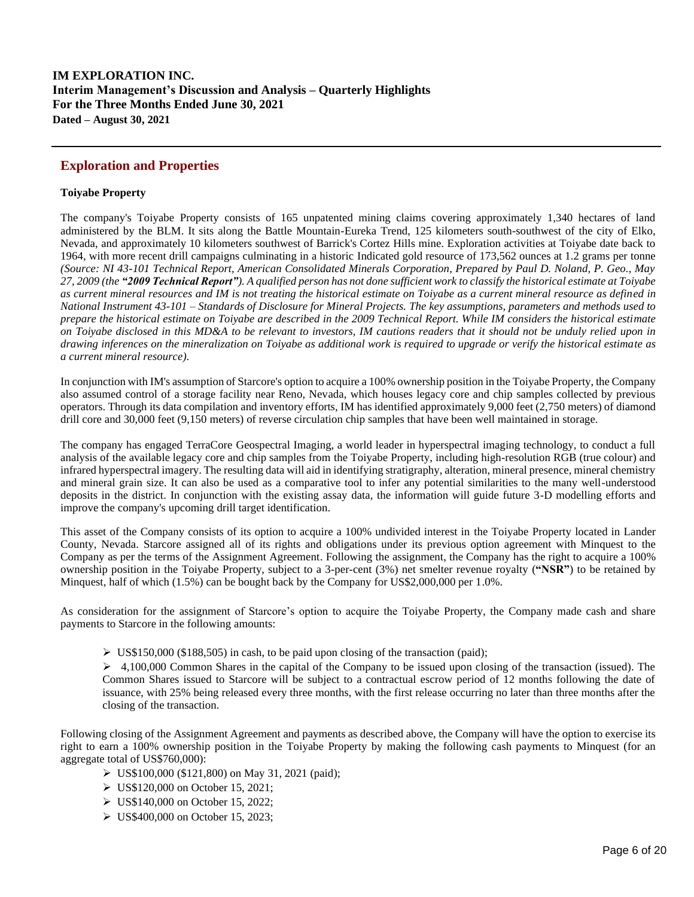## Exploration and Properties

**Toiyabe Property**

The company's Toiyabe Property consists of 165 unpatented mining claims covering approximately 1,340 hectares of land administered by the BLM. It sits along the Battle Mountain-Eureka Trend, 125 kilometers south-southwest of the city of Elko, Nevada, and approximately 10 kilometers southwest of Barrick's Cortez Hills mine. Exploration activities at Toiyabe date back to 1964, with more recent drill campaigns culminating in a historic Indicated gold resource of 173,562 ounces at 1.2 grams per tonne *(Source: NI 43-101 Technical Report, American Consolidated Minerals Corporation, Prepared by Paul D. Noland, P. Geo., May 27, 2009 (the **"2009 Technical Report"**). A qualified person has not done sufficient work to classify the historical estimate at Toiyabe as current mineral resources and IM is not treating the historical estimate on Toiyabe as a current mineral resource as defined in National Instrument 43-101 – Standards of Disclosure for Mineral Projects. The key assumptions, parameters and methods used to prepare the historical estimate on Toiyabe are described in the 2009 Technical Report. While IM considers the historical estimate on Toiyabe disclosed in this MD&A to be relevant to investors, IM cautions readers that it should not be unduly relied upon in drawing inferences on the mineralization on Toiyabe as additional work is required to upgrade or verify the historical estimate as a current mineral resource).*

In conjunction with IM's assumption of Starcore's option to acquire a 100% ownership position in the Toiyabe Property, the Company also assumed control of a storage facility near Reno, Nevada, which houses legacy core and chip samples collected by previous operators. Through its data compilation and inventory efforts, IM has identified approximately 9,000 feet (2,750 meters) of diamond drill core and 30,000 feet (9,150 meters) of reverse circulation chip samples that have been well maintained in storage.

The company has engaged TerraCore Geospectral Imaging, a world leader in hyperspectral imaging technology, to conduct a full analysis of the available legacy core and chip samples from the Toiyabe Property, including high-resolution RGB (true colour) and infrared hyperspectral imagery. The resulting data will aid in identifying stratigraphy, alteration, mineral presence, mineral chemistry and mineral grain size. It can also be used as a comparative tool to infer any potential similarities to the many well-understood deposits in the district. In conjunction with the existing assay data, the information will guide future 3-D modelling efforts and improve the company's upcoming drill target identification.

This asset of the Company consists of its option to acquire a 100% undivided interest in the Toiyabe Property located in Lander County, Nevada. Starcore assigned all of its rights and obligations under its previous option agreement with Minquest to the Company as per the terms of the Assignment Agreement. Following the assignment, the Company has the right to acquire a 100% ownership position in the Toiyabe Property, subject to a 3-per-cent (3%) net smelter revenue royalty (**"NSR"**) to be retained by Minquest, half of which (1.5%) can be bought back by the Company for US$2,000,000 per 1.0%.

As consideration for the assignment of Starcore's option to acquire the Toiyabe Property, the Company made cash and share payments to Starcore in the following amounts:

- US$150,000 ($188,505) in cash, to be paid upon closing of the transaction (paid);
- 4,100,000 Common Shares in the capital of the Company to be issued upon closing of the transaction (issued). The Common Shares issued to Starcore will be subject to a contractual escrow period of 12 months following the date of issuance, with 25% being released every three months, with the first release occurring no later than three months after the closing of the transaction.

Following closing of the Assignment Agreement and payments as described above, the Company will have the option to exercise its right to earn a 100% ownership position in the Toiyabe Property by making the following cash payments to Minquest (for an aggregate total of US$760,000):

- US$100,000 ($121,800) on May 31, 2021 (paid);
- US$120,000 on October 15, 2021;
- US$140,000 on October 15, 2022;
- US$400,000 on October 15, 2023;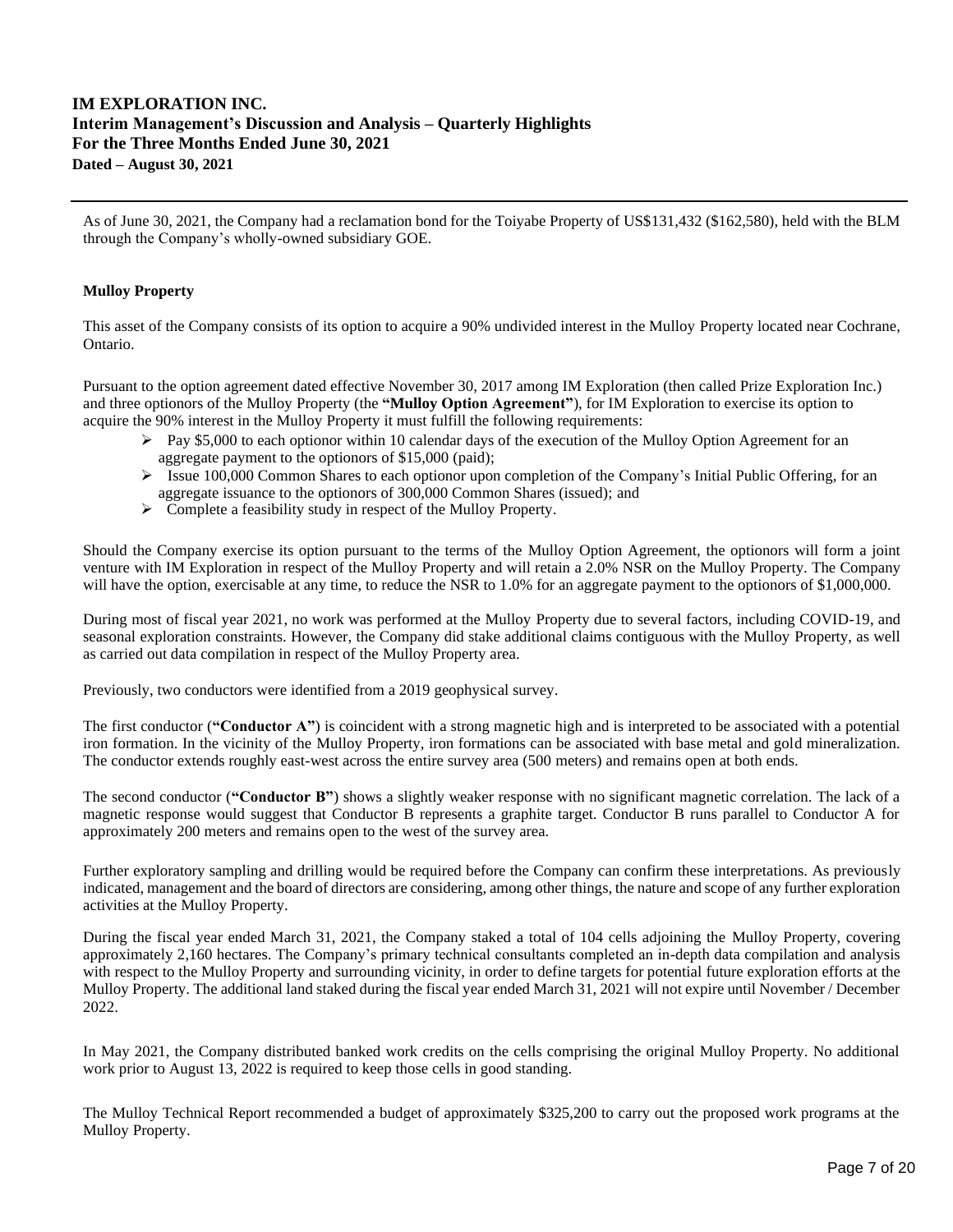As of June 30, 2021, the Company had a reclamation bond for the Toiyabe Property of US$131,432 ($162,580), held with the BLM through the Company's wholly-owned subsidiary GOE.

**Mulloy Property**

This asset of the Company consists of its option to acquire a 90% undivided interest in the Mulloy Property located near Cochrane, Ontario.

Pursuant to the option agreement dated effective November 30, 2017 among IM Exploration (then called Prize Exploration Inc.) and three optionors of the Mulloy Property (the **"Mulloy Option Agreement"**), for IM Exploration to exercise its option to acquire the 90% interest in the Mulloy Property it must fulfill the following requirements:

- Pay $5,000 to each optionor within 10 calendar days of the execution of the Mulloy Option Agreement for an aggregate payment to the optionors of $15,000 (paid);
- Issue 100,000 Common Shares to each optionor upon completion of the Company's Initial Public Offering, for an aggregate issuance to the optionors of 300,000 Common Shares (issued); and
- Complete a feasibility study in respect of the Mulloy Property.

Should the Company exercise its option pursuant to the terms of the Mulloy Option Agreement, the optionors will form a joint venture with IM Exploration in respect of the Mulloy Property and will retain a 2.0% NSR on the Mulloy Property. The Company will have the option, exercisable at any time, to reduce the NSR to 1.0% for an aggregate payment to the optionors of $1,000,000.

During most of fiscal year 2021, no work was performed at the Mulloy Property due to several factors, including COVID-19, and seasonal exploration constraints. However, the Company did stake additional claims contiguous with the Mulloy Property, as well as carried out data compilation in respect of the Mulloy Property area.

Previously, two conductors were identified from a 2019 geophysical survey.

The first conductor (**"Conductor A"**) is coincident with a strong magnetic high and is interpreted to be associated with a potential iron formation. In the vicinity of the Mulloy Property, iron formations can be associated with base metal and gold mineralization. The conductor extends roughly east-west across the entire survey area (500 meters) and remains open at both ends.

The second conductor (**"Conductor B"**) shows a slightly weaker response with no significant magnetic correlation. The lack of a magnetic response would suggest that Conductor B represents a graphite target. Conductor B runs parallel to Conductor A for approximately 200 meters and remains open to the west of the survey area.

Further exploratory sampling and drilling would be required before the Company can confirm these interpretations. As previously indicated, management and the board of directors are considering, among other things, the nature and scope of any further exploration activities at the Mulloy Property.

During the fiscal year ended March 31, 2021, the Company staked a total of 104 cells adjoining the Mulloy Property, covering approximately 2,160 hectares. The Company's primary technical consultants completed an in-depth data compilation and analysis with respect to the Mulloy Property and surrounding vicinity, in order to define targets for potential future exploration efforts at the Mulloy Property. The additional land staked during the fiscal year ended March 31, 2021 will not expire until November / December 2022.

In May 2021, the Company distributed banked work credits on the cells comprising the original Mulloy Property. No additional work prior to August 13, 2022 is required to keep those cells in good standing.

The Mulloy Technical Report recommended a budget of approximately $325,200 to carry out the proposed work programs at the Mulloy Property.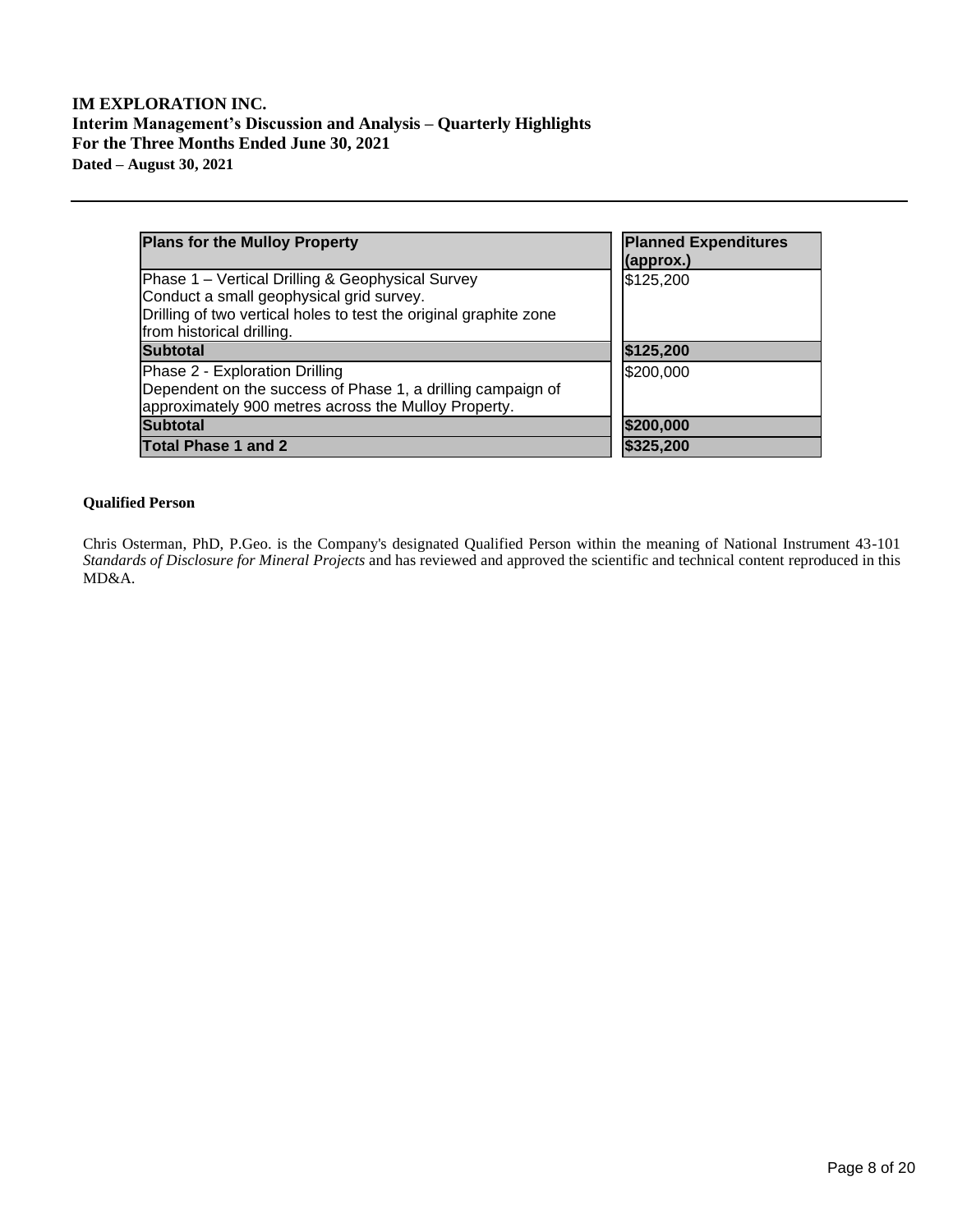| Plans for the Mulloy Property | Planned Expenditures (approx.) |
| --- | --- |
| Phase 1 – Vertical Drilling & Geophysical Survey<br>Conduct a small geophysical grid survey.<br>Drilling of two vertical holes to test the original graphite zone from historical drilling. | $125,200 |
| **Subtotal** | **$125,200** |
| Phase 2 - Exploration Drilling<br>Dependent on the success of Phase 1, a drilling campaign of approximately 900 metres across the Mulloy Property. | $200,000 |
| **Subtotal** | **$200,000** |
| **Total Phase 1 and 2** | **$325,200** |

**Qualified Person**

Chris Osterman, PhD, P.Geo. is the Company's designated Qualified Person within the meaning of National Instrument 43-101 *Standards of Disclosure for Mineral Projects* and has reviewed and approved the scientific and technical content reproduced in this MD&A.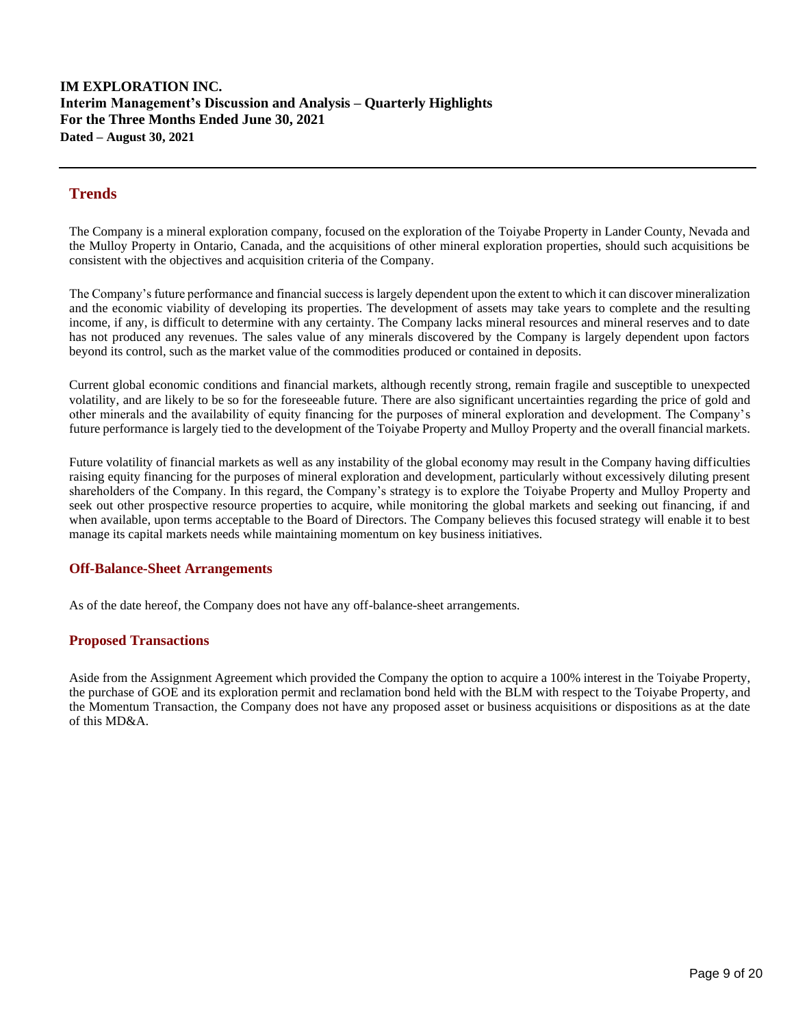## Trends

The Company is a mineral exploration company, focused on the exploration of the Toiyabe Property in Lander County, Nevada and the Mulloy Property in Ontario, Canada, and the acquisitions of other mineral exploration properties, should such acquisitions be consistent with the objectives and acquisition criteria of the Company.

The Company's future performance and financial success is largely dependent upon the extent to which it can discover mineralization and the economic viability of developing its properties. The development of assets may take years to complete and the resulting income, if any, is difficult to determine with any certainty. The Company lacks mineral resources and mineral reserves and to date has not produced any revenues. The sales value of any minerals discovered by the Company is largely dependent upon factors beyond its control, such as the market value of the commodities produced or contained in deposits.

Current global economic conditions and financial markets, although recently strong, remain fragile and susceptible to unexpected volatility, and are likely to be so for the foreseeable future. There are also significant uncertainties regarding the price of gold and other minerals and the availability of equity financing for the purposes of mineral exploration and development. The Company's future performance is largely tied to the development of the Toiyabe Property and Mulloy Property and the overall financial markets.

Future volatility of financial markets as well as any instability of the global economy may result in the Company having difficulties raising equity financing for the purposes of mineral exploration and development, particularly without excessively diluting present shareholders of the Company. In this regard, the Company's strategy is to explore the Toiyabe Property and Mulloy Property and seek out other prospective resource properties to acquire, while monitoring the global markets and seeking out financing, if and when available, upon terms acceptable to the Board of Directors. The Company believes this focused strategy will enable it to best manage its capital markets needs while maintaining momentum on key business initiatives.

### Off-Balance-Sheet Arrangements

As of the date hereof, the Company does not have any off-balance-sheet arrangements.

### Proposed Transactions

Aside from the Assignment Agreement which provided the Company the option to acquire a 100% interest in the Toiyabe Property, the purchase of GOE and its exploration permit and reclamation bond held with the BLM with respect to the Toiyabe Property, and the Momentum Transaction, the Company does not have any proposed asset or business acquisitions or dispositions as at the date of this MD&A.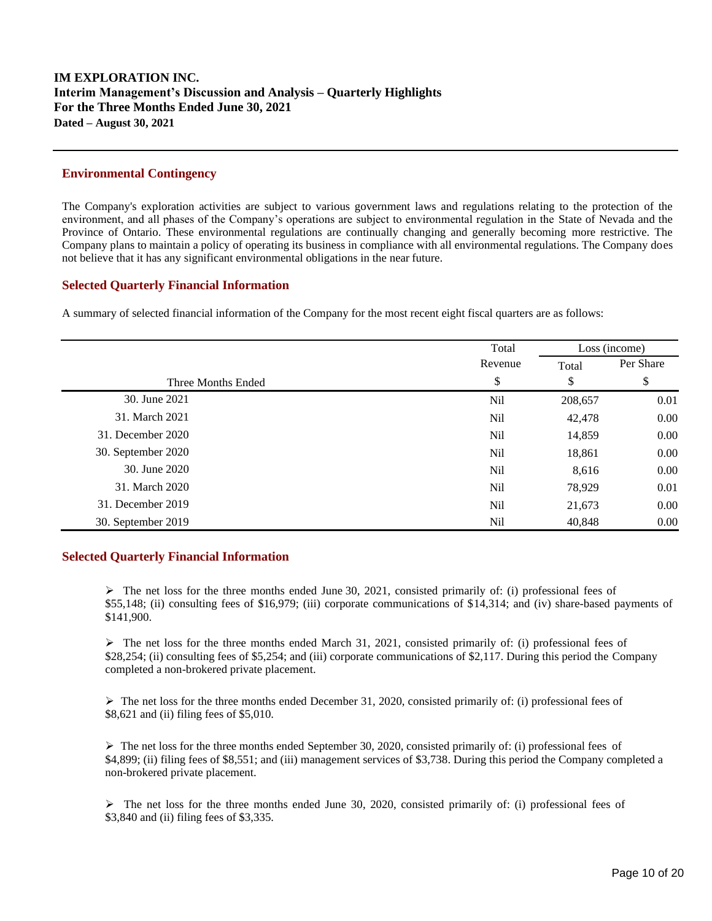## Environmental Contingency

The Company's exploration activities are subject to various government laws and regulations relating to the protection of the environment, and all phases of the Company's operations are subject to environmental regulation in the State of Nevada and the Province of Ontario. These environmental regulations are continually changing and generally becoming more restrictive. The Company plans to maintain a policy of operating its business in compliance with all environmental regulations. The Company does not believe that it has any significant environmental obligations in the near future.

## Selected Quarterly Financial Information

A summary of selected financial information of the Company for the most recent eight fiscal quarters are as follows:

| | Total | Loss (income) | |
|---|---|---|---|
| | Revenue | Total | Per Share |
| Three Months Ended | $ | $ | $ |
| 30. June 2021 | Nil | 208,657 | 0.01 |
| 31. March 2021 | Nil | 42,478 | 0.00 |
| 31. December 2020 | Nil | 14,859 | 0.00 |
| 30. September 2020 | Nil | 18,861 | 0.00 |
| 30. June 2020 | Nil | 8,616 | 0.00 |
| 31. March 2020 | Nil | 78,929 | 0.01 |
| 31. December 2019 | Nil | 21,673 | 0.00 |
| 30. September 2019 | Nil | 40,848 | 0.00 |

## Selected Quarterly Financial Information

- The net loss for the three months ended June 30, 2021, consisted primarily of: (i) professional fees of $55,148; (ii) consulting fees of $16,979; (iii) corporate communications of $14,314; and (iv) share-based payments of $141,900.

- The net loss for the three months ended March 31, 2021, consisted primarily of: (i) professional fees of $28,254; (ii) consulting fees of $5,254; and (iii) corporate communications of $2,117. During this period the Company completed a non-brokered private placement.

- The net loss for the three months ended December 31, 2020, consisted primarily of: (i) professional fees of $8,621 and (ii) filing fees of $5,010.

- The net loss for the three months ended September 30, 2020, consisted primarily of: (i) professional fees of $4,899; (ii) filing fees of $8,551; and (iii) management services of $3,738. During this period the Company completed a non-brokered private placement.

- The net loss for the three months ended June 30, 2020, consisted primarily of: (i) professional fees of $3,840 and (ii) filing fees of $3,335.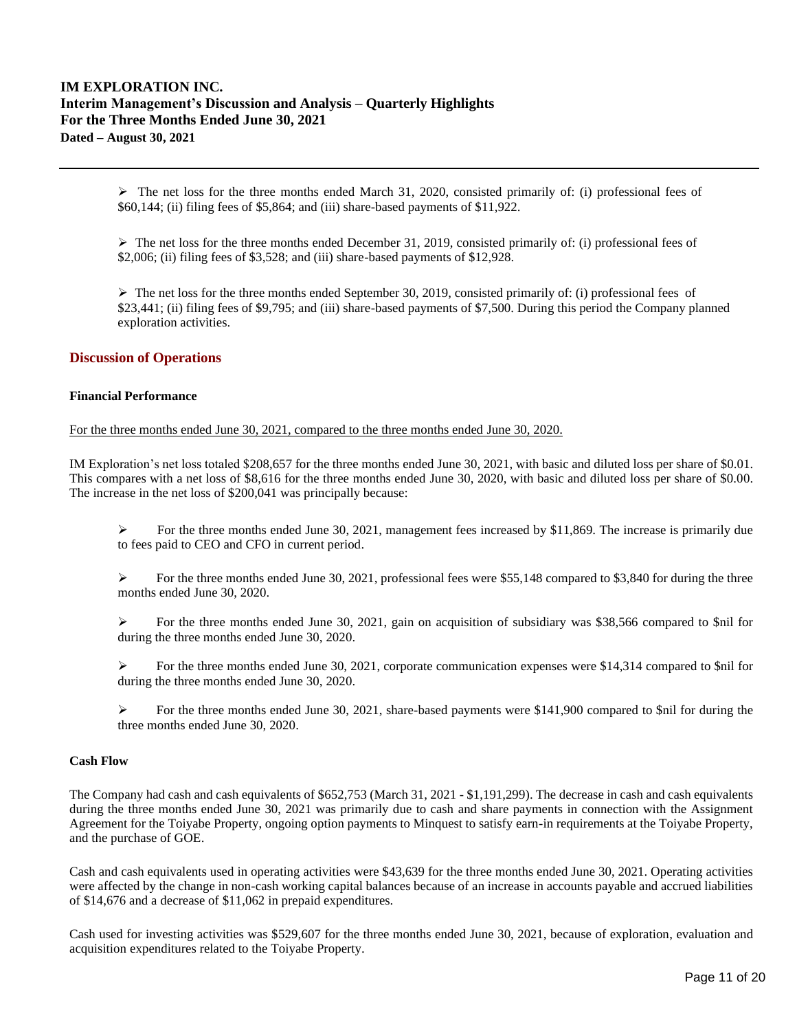- The net loss for the three months ended March 31, 2020, consisted primarily of: (i) professional fees of $60,144; (ii) filing fees of $5,864; and (iii) share-based payments of $11,922.

- The net loss for the three months ended December 31, 2019, consisted primarily of: (i) professional fees of $2,006; (ii) filing fees of $3,528; and (iii) share-based payments of $12,928.

- The net loss for the three months ended September 30, 2019, consisted primarily of: (i) professional fees of $23,441; (ii) filing fees of $9,795; and (iii) share-based payments of $7,500. During this period the Company planned exploration activities.

## Discussion of Operations

### Financial Performance

For the three months ended June 30, 2021, compared to the three months ended June 30, 2020.

IM Exploration's net loss totaled $208,657 for the three months ended June 30, 2021, with basic and diluted loss per share of $0.01. This compares with a net loss of $8,616 for the three months ended June 30, 2020, with basic and diluted loss per share of $0.00. The increase in the net loss of $200,041 was principally because:

- For the three months ended June 30, 2021, management fees increased by $11,869. The increase is primarily due to fees paid to CEO and CFO in current period.

- For the three months ended June 30, 2021, professional fees were $55,148 compared to $3,840 for during the three months ended June 30, 2020.

- For the three months ended June 30, 2021, gain on acquisition of subsidiary was $38,566 compared to $nil for during the three months ended June 30, 2020.

- For the three months ended June 30, 2021, corporate communication expenses were $14,314 compared to $nil for during the three months ended June 30, 2020.

- For the three months ended June 30, 2021, share-based payments were $141,900 compared to $nil for during the three months ended June 30, 2020.

### Cash Flow

The Company had cash and cash equivalents of $652,753 (March 31, 2021 - $1,191,299). The decrease in cash and cash equivalents during the three months ended June 30, 2021 was primarily due to cash and share payments in connection with the Assignment Agreement for the Toiyabe Property, ongoing option payments to Minquest to satisfy earn-in requirements at the Toiyabe Property, and the purchase of GOE.

Cash and cash equivalents used in operating activities were $43,639 for the three months ended June 30, 2021. Operating activities were affected by the change in non-cash working capital balances because of an increase in accounts payable and accrued liabilities of $14,676 and a decrease of $11,062 in prepaid expenditures.

Cash used for investing activities was $529,607 for the three months ended June 30, 2021, because of exploration, evaluation and acquisition expenditures related to the Toiyabe Property.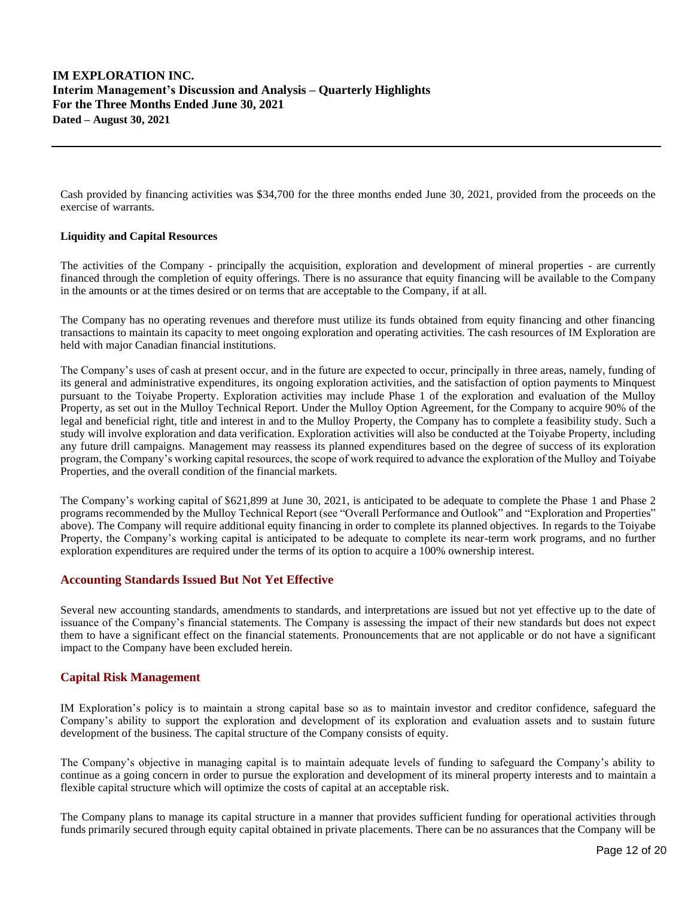Cash provided by financing activities was $34,700 for the three months ended June 30, 2021, provided from the proceeds on the exercise of warrants.

**Liquidity and Capital Resources**

The activities of the Company - principally the acquisition, exploration and development of mineral properties - are currently financed through the completion of equity offerings. There is no assurance that equity financing will be available to the Company in the amounts or at the times desired or on terms that are acceptable to the Company, if at all.

The Company has no operating revenues and therefore must utilize its funds obtained from equity financing and other financing transactions to maintain its capacity to meet ongoing exploration and operating activities. The cash resources of IM Exploration are held with major Canadian financial institutions.

The Company's uses of cash at present occur, and in the future are expected to occur, principally in three areas, namely, funding of its general and administrative expenditures, its ongoing exploration activities, and the satisfaction of option payments to Minquest pursuant to the Toiyabe Property. Exploration activities may include Phase 1 of the exploration and evaluation of the Mulloy Property, as set out in the Mulloy Technical Report. Under the Mulloy Option Agreement, for the Company to acquire 90% of the legal and beneficial right, title and interest in and to the Mulloy Property, the Company has to complete a feasibility study. Such a study will involve exploration and data verification. Exploration activities will also be conducted at the Toiyabe Property, including any future drill campaigns. Management may reassess its planned expenditures based on the degree of success of its exploration program, the Company's working capital resources, the scope of work required to advance the exploration of the Mulloy and Toiyabe Properties, and the overall condition of the financial markets.

The Company's working capital of $621,899 at June 30, 2021, is anticipated to be adequate to complete the Phase 1 and Phase 2 programs recommended by the Mulloy Technical Report (see "Overall Performance and Outlook" and "Exploration and Properties" above). The Company will require additional equity financing in order to complete its planned objectives. In regards to the Toiyabe Property, the Company's working capital is anticipated to be adequate to complete its near-term work programs, and no further exploration expenditures are required under the terms of its option to acquire a 100% ownership interest.

## Accounting Standards Issued But Not Yet Effective

Several new accounting standards, amendments to standards, and interpretations are issued but not yet effective up to the date of issuance of the Company's financial statements. The Company is assessing the impact of their new standards but does not expect them to have a significant effect on the financial statements. Pronouncements that are not applicable or do not have a significant impact to the Company have been excluded herein.

## Capital Risk Management

IM Exploration's policy is to maintain a strong capital base so as to maintain investor and creditor confidence, safeguard the Company's ability to support the exploration and development of its exploration and evaluation assets and to sustain future development of the business. The capital structure of the Company consists of equity.

The Company's objective in managing capital is to maintain adequate levels of funding to safeguard the Company's ability to continue as a going concern in order to pursue the exploration and development of its mineral property interests and to maintain a flexible capital structure which will optimize the costs of capital at an acceptable risk.

The Company plans to manage its capital structure in a manner that provides sufficient funding for operational activities through funds primarily secured through equity capital obtained in private placements. There can be no assurances that the Company will be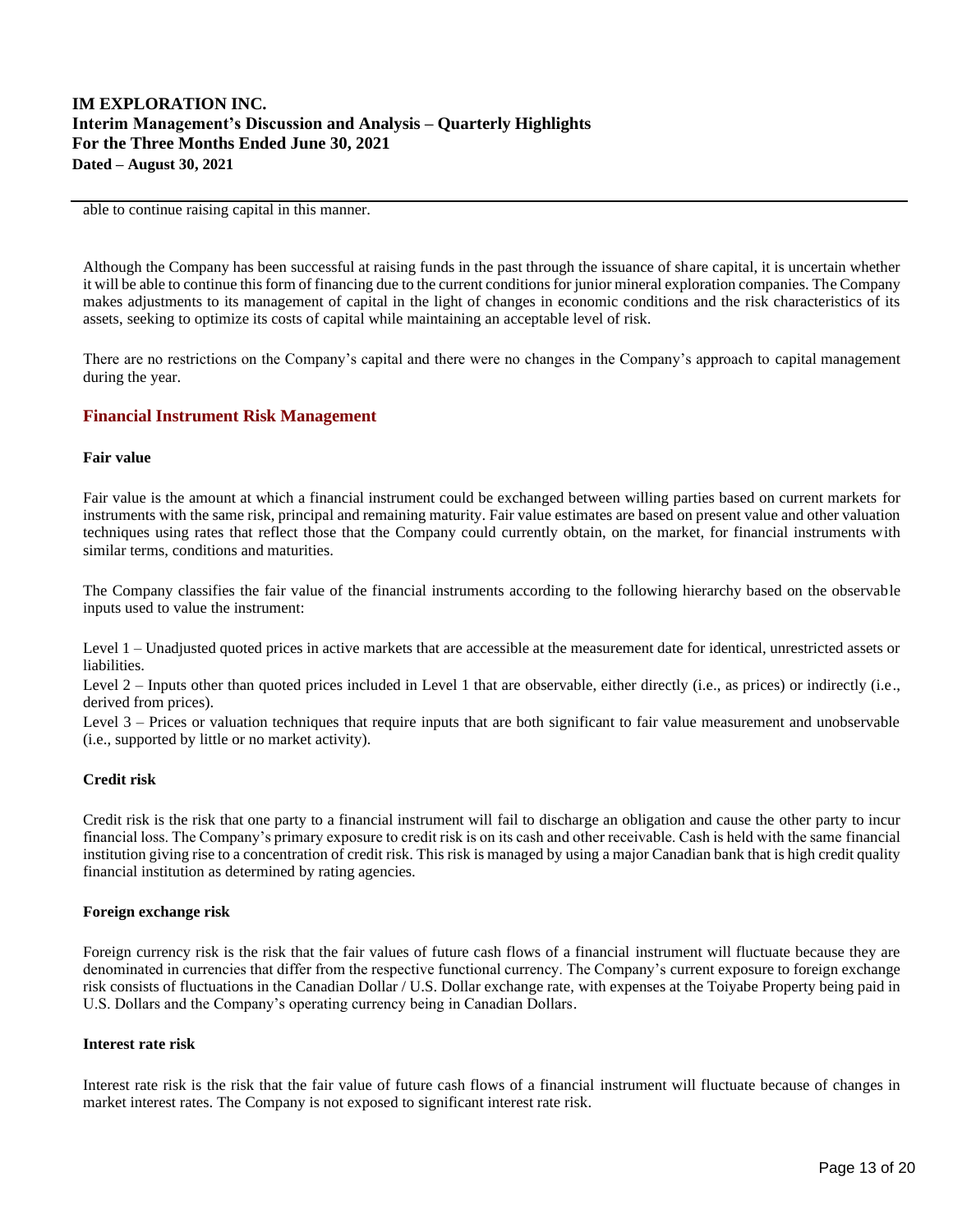able to continue raising capital in this manner.

Although the Company has been successful at raising funds in the past through the issuance of share capital, it is uncertain whether it will be able to continue this form of financing due to the current conditions for junior mineral exploration companies. The Company makes adjustments to its management of capital in the light of changes in economic conditions and the risk characteristics of its assets, seeking to optimize its costs of capital while maintaining an acceptable level of risk.

There are no restrictions on the Company's capital and there were no changes in the Company's approach to capital management during the year.

## Financial Instrument Risk Management

**Fair value**

Fair value is the amount at which a financial instrument could be exchanged between willing parties based on current markets for instruments with the same risk, principal and remaining maturity. Fair value estimates are based on present value and other valuation techniques using rates that reflect those that the Company could currently obtain, on the market, for financial instruments with similar terms, conditions and maturities.

The Company classifies the fair value of the financial instruments according to the following hierarchy based on the observable inputs used to value the instrument:

Level 1 – Unadjusted quoted prices in active markets that are accessible at the measurement date for identical, unrestricted assets or liabilities.
Level 2 – Inputs other than quoted prices included in Level 1 that are observable, either directly (i.e., as prices) or indirectly (i.e., derived from prices).
Level 3 – Prices or valuation techniques that require inputs that are both significant to fair value measurement and unobservable (i.e., supported by little or no market activity).

**Credit risk**

Credit risk is the risk that one party to a financial instrument will fail to discharge an obligation and cause the other party to incur financial loss. The Company's primary exposure to credit risk is on its cash and other receivable. Cash is held with the same financial institution giving rise to a concentration of credit risk. This risk is managed by using a major Canadian bank that is high credit quality financial institution as determined by rating agencies.

**Foreign exchange risk**

Foreign currency risk is the risk that the fair values of future cash flows of a financial instrument will fluctuate because they are denominated in currencies that differ from the respective functional currency. The Company's current exposure to foreign exchange risk consists of fluctuations in the Canadian Dollar / U.S. Dollar exchange rate, with expenses at the Toiyabe Property being paid in U.S. Dollars and the Company's operating currency being in Canadian Dollars.

**Interest rate risk**

Interest rate risk is the risk that the fair value of future cash flows of a financial instrument will fluctuate because of changes in market interest rates. The Company is not exposed to significant interest rate risk.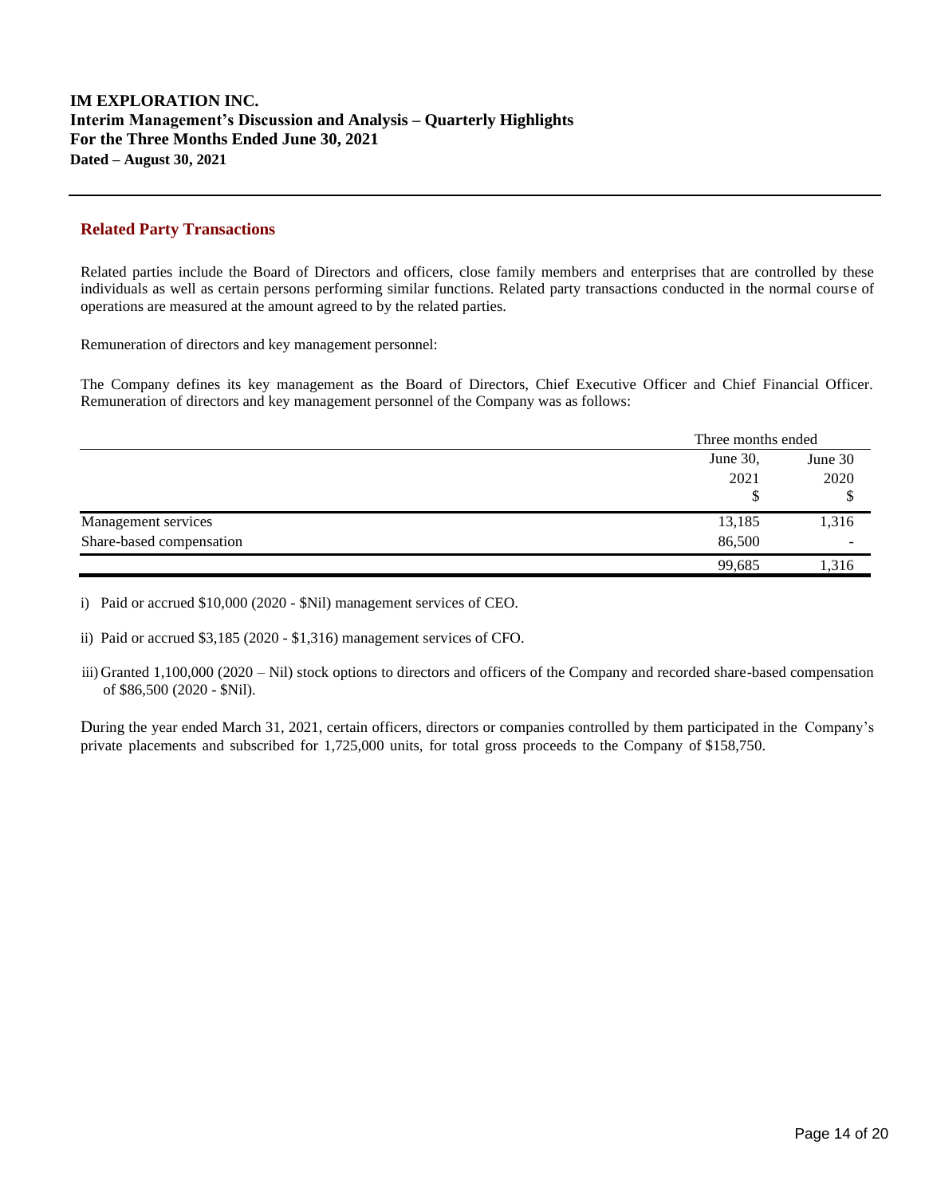## Related Party Transactions

Related parties include the Board of Directors and officers, close family members and enterprises that are controlled by these individuals as well as certain persons performing similar functions. Related party transactions conducted in the normal course of operations are measured at the amount agreed to by the related parties.

Remuneration of directors and key management personnel:

The Company defines its key management as the Board of Directors, Chief Executive Officer and Chief Financial Officer. Remuneration of directors and key management personnel of the Company was as follows:

| | Three months ended | |
|---|---|---|
| | June 30, 2021 $ | June 30 2020 $ |
| Management services | 13,185 | 1,316 |
| Share-based compensation | 86,500 | - |
| | 99,685 | 1,316 |

i) Paid or accrued $10,000 (2020 - $Nil) management services of CEO.

ii) Paid or accrued $3,185 (2020 - $1,316) management services of CFO.

iii) Granted 1,100,000 (2020 – Nil) stock options to directors and officers of the Company and recorded share-based compensation of $86,500 (2020 - $Nil).

During the year ended March 31, 2021, certain officers, directors or companies controlled by them participated in the Company's private placements and subscribed for 1,725,000 units, for total gross proceeds to the Company of $158,750.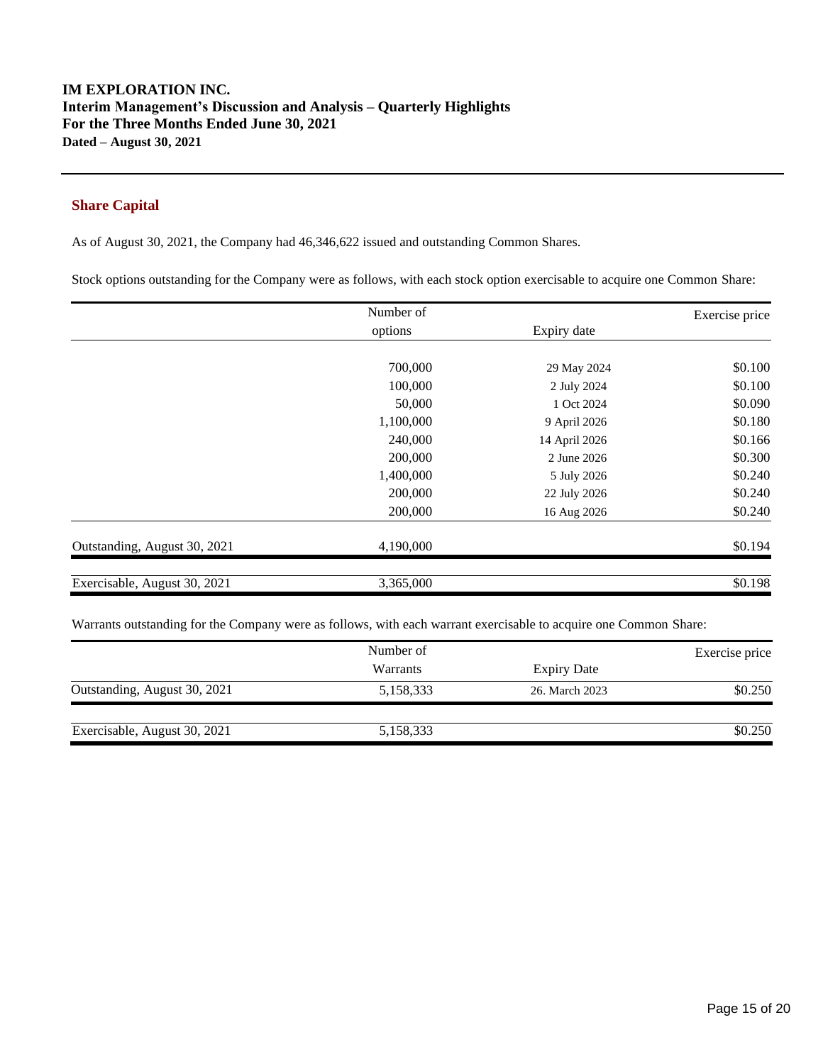## Share Capital

As of August 30, 2021, the Company had 46,346,622 issued and outstanding Common Shares.

Stock options outstanding for the Company were as follows, with each stock option exercisable to acquire one Common Share:

| | Number of options | Expiry date | Exercise price |
|---|---|---|---|
| | 700,000 | 29 May 2024 | $0.100 |
| | 100,000 | 2 July 2024 | $0.100 |
| | 50,000 | 1 Oct 2024 | $0.090 |
| | 1,100,000 | 9 April 2026 | $0.180 |
| | 240,000 | 14 April 2026 | $0.166 |
| | 200,000 | 2 June 2026 | $0.300 |
| | 1,400,000 | 5 July 2026 | $0.240 |
| | 200,000 | 22 July 2026 | $0.240 |
| | 200,000 | 16 Aug 2026 | $0.240 |
| Outstanding, August 30, 2021 | 4,190,000 | | $0.194 |
| Exercisable, August 30, 2021 | 3,365,000 | | $0.198 |

Warrants outstanding for the Company were as follows, with each warrant exercisable to acquire one Common Share:

| | Number of Warrants | Expiry Date | Exercise price |
|---|---|---|---|
| Outstanding, August 30, 2021 | 5,158,333 | 26. March 2023 | $0.250 |
| Exercisable, August 30, 2021 | 5,158,333 | | $0.250 |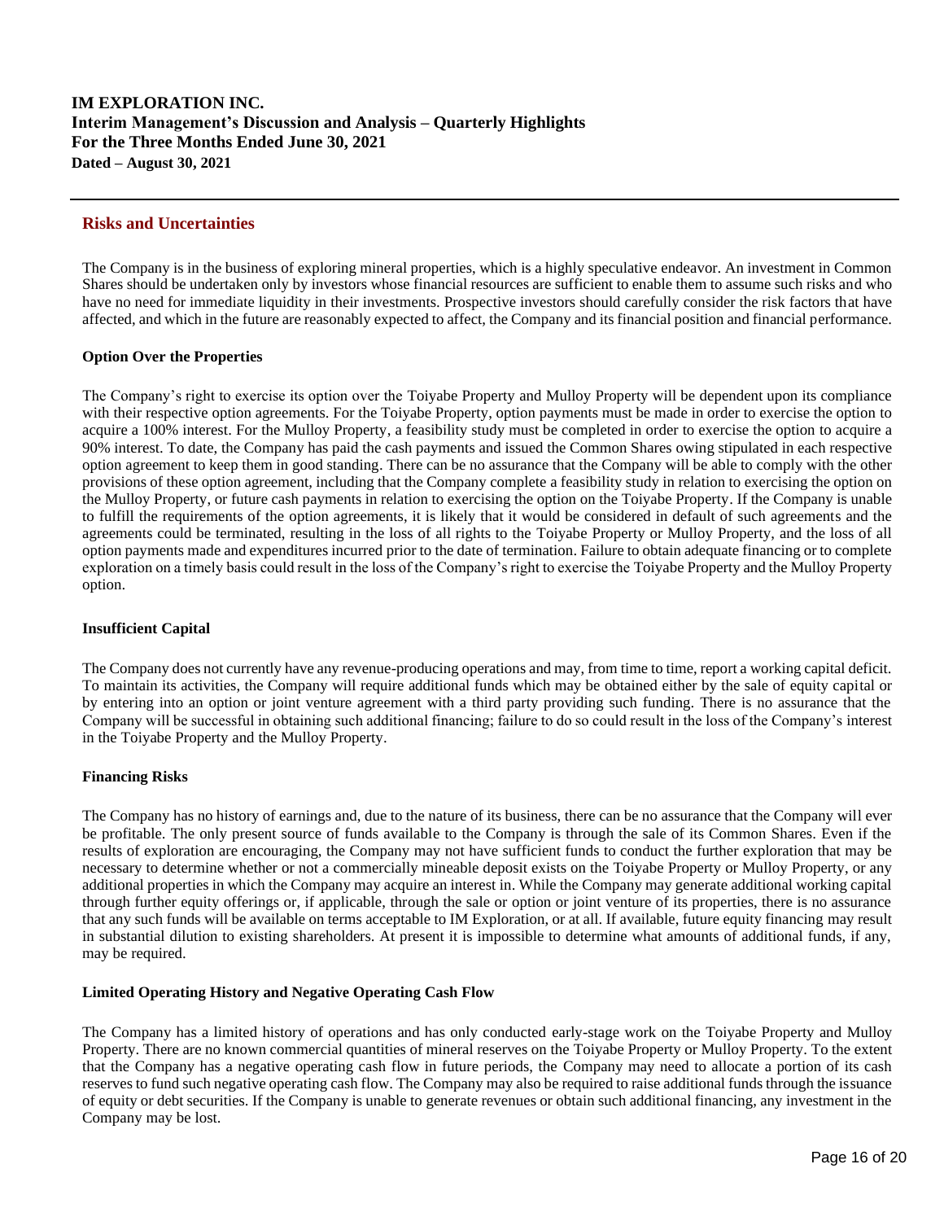## Risks and Uncertainties

The Company is in the business of exploring mineral properties, which is a highly speculative endeavor. An investment in Common Shares should be undertaken only by investors whose financial resources are sufficient to enable them to assume such risks and who have no need for immediate liquidity in their investments. Prospective investors should carefully consider the risk factors that have affected, and which in the future are reasonably expected to affect, the Company and its financial position and financial performance.

### Option Over the Properties

The Company's right to exercise its option over the Toiyabe Property and Mulloy Property will be dependent upon its compliance with their respective option agreements. For the Toiyabe Property, option payments must be made in order to exercise the option to acquire a 100% interest. For the Mulloy Property, a feasibility study must be completed in order to exercise the option to acquire a 90% interest. To date, the Company has paid the cash payments and issued the Common Shares owing stipulated in each respective option agreement to keep them in good standing. There can be no assurance that the Company will be able to comply with the other provisions of these option agreement, including that the Company complete a feasibility study in relation to exercising the option on the Mulloy Property, or future cash payments in relation to exercising the option on the Toiyabe Property. If the Company is unable to fulfill the requirements of the option agreements, it is likely that it would be considered in default of such agreements and the agreements could be terminated, resulting in the loss of all rights to the Toiyabe Property or Mulloy Property, and the loss of all option payments made and expenditures incurred prior to the date of termination. Failure to obtain adequate financing or to complete exploration on a timely basis could result in the loss of the Company's right to exercise the Toiyabe Property and the Mulloy Property option.

### Insufficient Capital

The Company does not currently have any revenue-producing operations and may, from time to time, report a working capital deficit. To maintain its activities, the Company will require additional funds which may be obtained either by the sale of equity capital or by entering into an option or joint venture agreement with a third party providing such funding. There is no assurance that the Company will be successful in obtaining such additional financing; failure to do so could result in the loss of the Company's interest in the Toiyabe Property and the Mulloy Property.

### Financing Risks

The Company has no history of earnings and, due to the nature of its business, there can be no assurance that the Company will ever be profitable. The only present source of funds available to the Company is through the sale of its Common Shares. Even if the results of exploration are encouraging, the Company may not have sufficient funds to conduct the further exploration that may be necessary to determine whether or not a commercially mineable deposit exists on the Toiyabe Property or Mulloy Property, or any additional properties in which the Company may acquire an interest in. While the Company may generate additional working capital through further equity offerings or, if applicable, through the sale or option or joint venture of its properties, there is no assurance that any such funds will be available on terms acceptable to IM Exploration, or at all. If available, future equity financing may result in substantial dilution to existing shareholders. At present it is impossible to determine what amounts of additional funds, if any, may be required.

### Limited Operating History and Negative Operating Cash Flow

The Company has a limited history of operations and has only conducted early-stage work on the Toiyabe Property and Mulloy Property. There are no known commercial quantities of mineral reserves on the Toiyabe Property or Mulloy Property. To the extent that the Company has a negative operating cash flow in future periods, the Company may need to allocate a portion of its cash reserves to fund such negative operating cash flow. The Company may also be required to raise additional funds through the issuance of equity or debt securities. If the Company is unable to generate revenues or obtain such additional financing, any investment in the Company may be lost.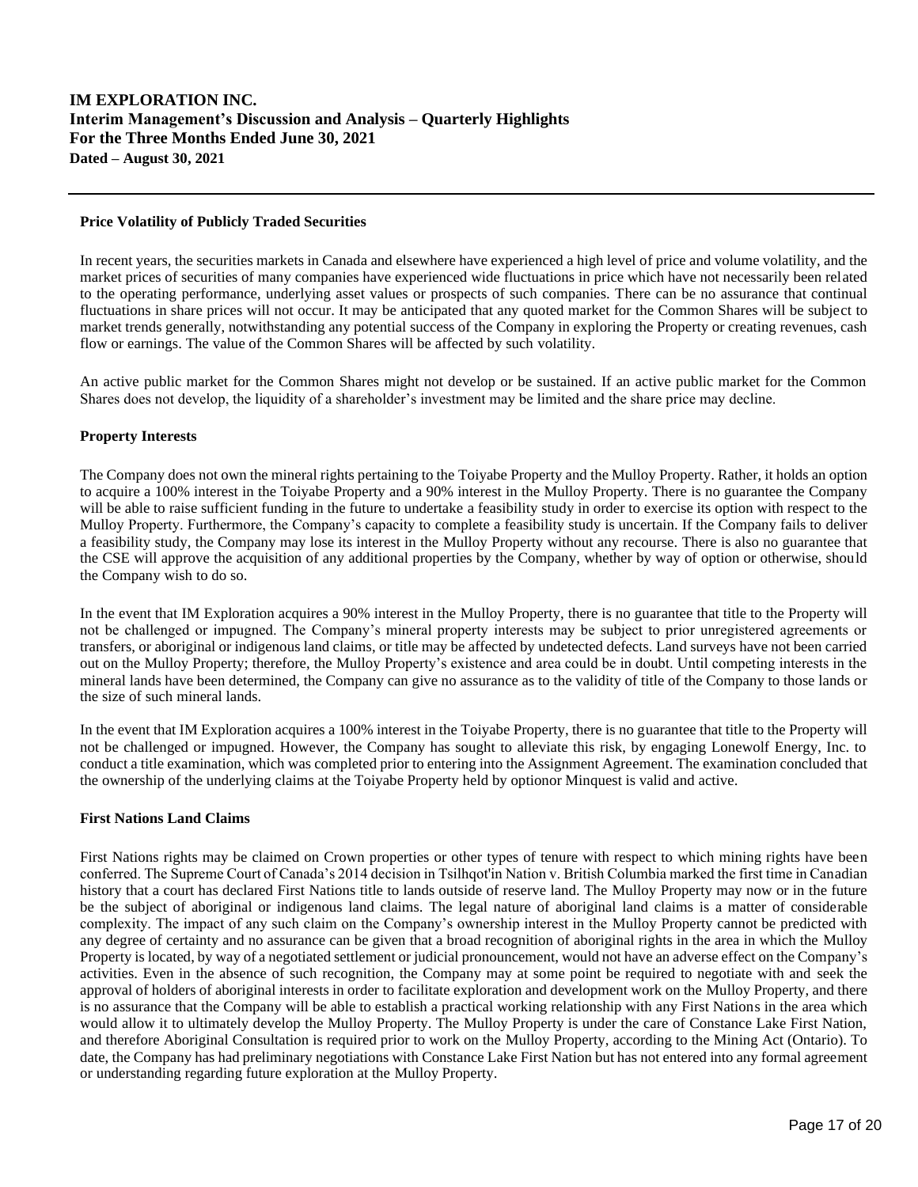### Price Volatility of Publicly Traded Securities

In recent years, the securities markets in Canada and elsewhere have experienced a high level of price and volume volatility, and the market prices of securities of many companies have experienced wide fluctuations in price which have not necessarily been related to the operating performance, underlying asset values or prospects of such companies. There can be no assurance that continual fluctuations in share prices will not occur. It may be anticipated that any quoted market for the Common Shares will be subject to market trends generally, notwithstanding any potential success of the Company in exploring the Property or creating revenues, cash flow or earnings. The value of the Common Shares will be affected by such volatility.

An active public market for the Common Shares might not develop or be sustained. If an active public market for the Common Shares does not develop, the liquidity of a shareholder's investment may be limited and the share price may decline.

### Property Interests

The Company does not own the mineral rights pertaining to the Toiyabe Property and the Mulloy Property. Rather, it holds an option to acquire a 100% interest in the Toiyabe Property and a 90% interest in the Mulloy Property. There is no guarantee the Company will be able to raise sufficient funding in the future to undertake a feasibility study in order to exercise its option with respect to the Mulloy Property. Furthermore, the Company's capacity to complete a feasibility study is uncertain. If the Company fails to deliver a feasibility study, the Company may lose its interest in the Mulloy Property without any recourse. There is also no guarantee that the CSE will approve the acquisition of any additional properties by the Company, whether by way of option or otherwise, should the Company wish to do so.

In the event that IM Exploration acquires a 90% interest in the Mulloy Property, there is no guarantee that title to the Property will not be challenged or impugned. The Company's mineral property interests may be subject to prior unregistered agreements or transfers, or aboriginal or indigenous land claims, or title may be affected by undetected defects. Land surveys have not been carried out on the Mulloy Property; therefore, the Mulloy Property's existence and area could be in doubt. Until competing interests in the mineral lands have been determined, the Company can give no assurance as to the validity of title of the Company to those lands or the size of such mineral lands.

In the event that IM Exploration acquires a 100% interest in the Toiyabe Property, there is no guarantee that title to the Property will not be challenged or impugned. However, the Company has sought to alleviate this risk, by engaging Lonewolf Energy, Inc. to conduct a title examination, which was completed prior to entering into the Assignment Agreement. The examination concluded that the ownership of the underlying claims at the Toiyabe Property held by optionor Minquest is valid and active.

### First Nations Land Claims

First Nations rights may be claimed on Crown properties or other types of tenure with respect to which mining rights have been conferred. The Supreme Court of Canada's 2014 decision in Tsilhqot'in Nation v. British Columbia marked the first time in Canadian history that a court has declared First Nations title to lands outside of reserve land. The Mulloy Property may now or in the future be the subject of aboriginal or indigenous land claims. The legal nature of aboriginal land claims is a matter of considerable complexity. The impact of any such claim on the Company's ownership interest in the Mulloy Property cannot be predicted with any degree of certainty and no assurance can be given that a broad recognition of aboriginal rights in the area in which the Mulloy Property is located, by way of a negotiated settlement or judicial pronouncement, would not have an adverse effect on the Company's activities. Even in the absence of such recognition, the Company may at some point be required to negotiate with and seek the approval of holders of aboriginal interests in order to facilitate exploration and development work on the Mulloy Property, and there is no assurance that the Company will be able to establish a practical working relationship with any First Nations in the area which would allow it to ultimately develop the Mulloy Property. The Mulloy Property is under the care of Constance Lake First Nation, and therefore Aboriginal Consultation is required prior to work on the Mulloy Property, according to the Mining Act (Ontario). To date, the Company has had preliminary negotiations with Constance Lake First Nation but has not entered into any formal agreement or understanding regarding future exploration at the Mulloy Property.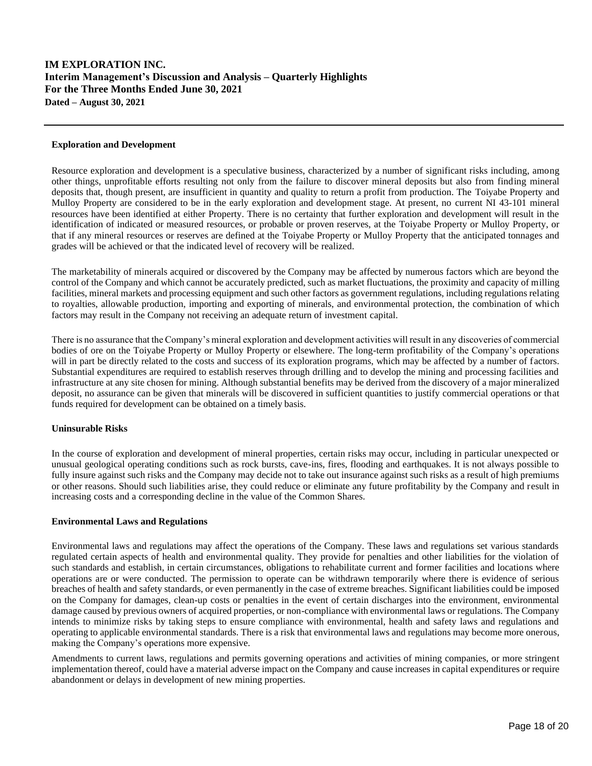**Exploration and Development**

Resource exploration and development is a speculative business, characterized by a number of significant risks including, among other things, unprofitable efforts resulting not only from the failure to discover mineral deposits but also from finding mineral deposits that, though present, are insufficient in quantity and quality to return a profit from production. The Toiyabe Property and Mulloy Property are considered to be in the early exploration and development stage. At present, no current NI 43-101 mineral resources have been identified at either Property. There is no certainty that further exploration and development will result in the identification of indicated or measured resources, or probable or proven reserves, at the Toiyabe Property or Mulloy Property, or that if any mineral resources or reserves are defined at the Toiyabe Property or Mulloy Property that the anticipated tonnages and grades will be achieved or that the indicated level of recovery will be realized.

The marketability of minerals acquired or discovered by the Company may be affected by numerous factors which are beyond the control of the Company and which cannot be accurately predicted, such as market fluctuations, the proximity and capacity of milling facilities, mineral markets and processing equipment and such other factors as government regulations, including regulations relating to royalties, allowable production, importing and exporting of minerals, and environmental protection, the combination of which factors may result in the Company not receiving an adequate return of investment capital.

There is no assurance that the Company's mineral exploration and development activities will result in any discoveries of commercial bodies of ore on the Toiyabe Property or Mulloy Property or elsewhere. The long-term profitability of the Company's operations will in part be directly related to the costs and success of its exploration programs, which may be affected by a number of factors. Substantial expenditures are required to establish reserves through drilling and to develop the mining and processing facilities and infrastructure at any site chosen for mining. Although substantial benefits may be derived from the discovery of a major mineralized deposit, no assurance can be given that minerals will be discovered in sufficient quantities to justify commercial operations or that funds required for development can be obtained on a timely basis.

**Uninsurable Risks**

In the course of exploration and development of mineral properties, certain risks may occur, including in particular unexpected or unusual geological operating conditions such as rock bursts, cave-ins, fires, flooding and earthquakes. It is not always possible to fully insure against such risks and the Company may decide not to take out insurance against such risks as a result of high premiums or other reasons. Should such liabilities arise, they could reduce or eliminate any future profitability by the Company and result in increasing costs and a corresponding decline in the value of the Common Shares.

**Environmental Laws and Regulations**

Environmental laws and regulations may affect the operations of the Company. These laws and regulations set various standards regulated certain aspects of health and environmental quality. They provide for penalties and other liabilities for the violation of such standards and establish, in certain circumstances, obligations to rehabilitate current and former facilities and locations where operations are or were conducted. The permission to operate can be withdrawn temporarily where there is evidence of serious breaches of health and safety standards, or even permanently in the case of extreme breaches. Significant liabilities could be imposed on the Company for damages, clean-up costs or penalties in the event of certain discharges into the environment, environmental damage caused by previous owners of acquired properties, or non-compliance with environmental laws or regulations. The Company intends to minimize risks by taking steps to ensure compliance with environmental, health and safety laws and regulations and operating to applicable environmental standards. There is a risk that environmental laws and regulations may become more onerous, making the Company's operations more expensive.

Amendments to current laws, regulations and permits governing operations and activities of mining companies, or more stringent implementation thereof, could have a material adverse impact on the Company and cause increases in capital expenditures or require abandonment or delays in development of new mining properties.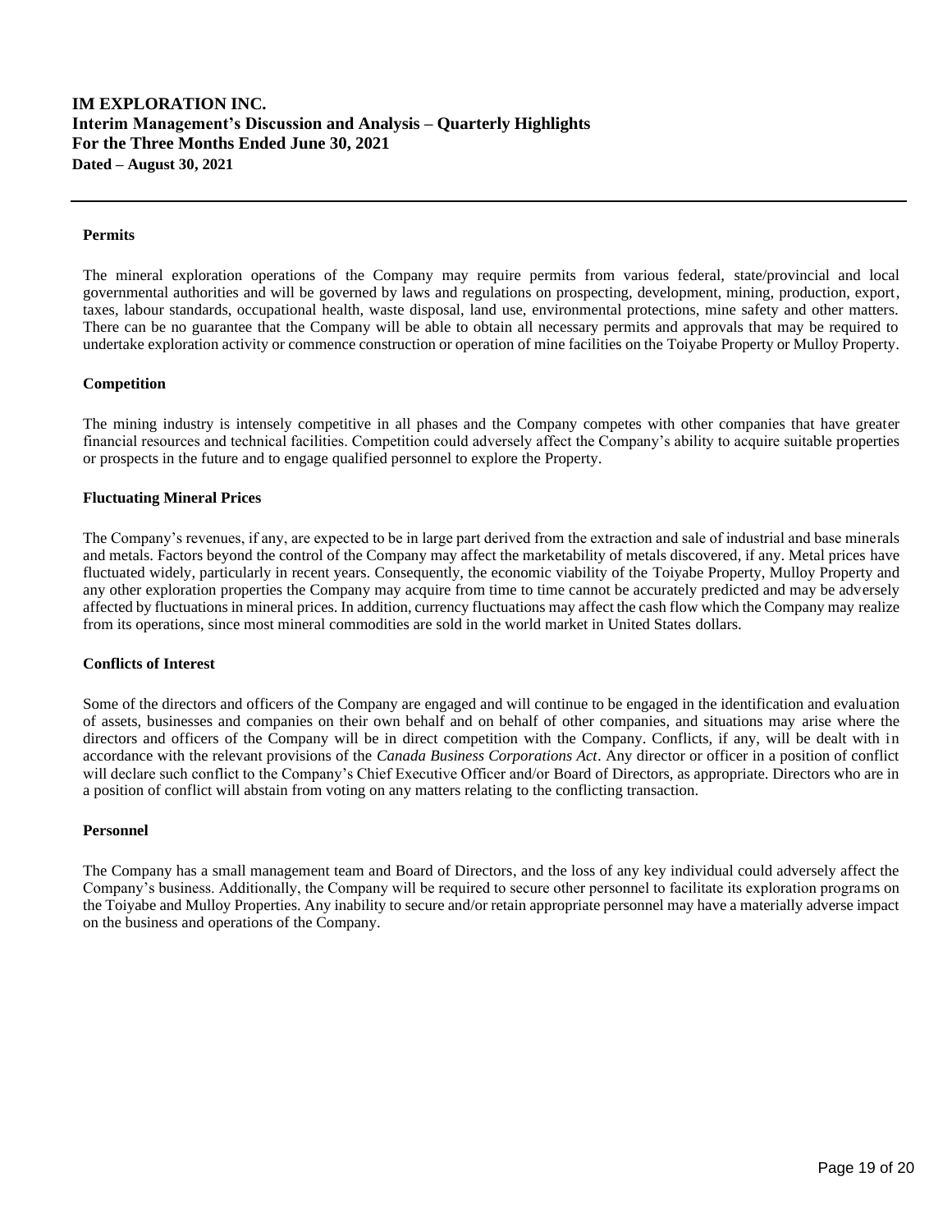#### Permits

The mineral exploration operations of the Company may require permits from various federal, state/provincial and local governmental authorities and will be governed by laws and regulations on prospecting, development, mining, production, export, taxes, labour standards, occupational health, waste disposal, land use, environmental protections, mine safety and other matters. There can be no guarantee that the Company will be able to obtain all necessary permits and approvals that may be required to undertake exploration activity or commence construction or operation of mine facilities on the Toiyabe Property or Mulloy Property.

#### Competition

The mining industry is intensely competitive in all phases and the Company competes with other companies that have greater financial resources and technical facilities. Competition could adversely affect the Company's ability to acquire suitable properties or prospects in the future and to engage qualified personnel to explore the Property.

#### Fluctuating Mineral Prices

The Company's revenues, if any, are expected to be in large part derived from the extraction and sale of industrial and base minerals and metals. Factors beyond the control of the Company may affect the marketability of metals discovered, if any. Metal prices have fluctuated widely, particularly in recent years. Consequently, the economic viability of the Toiyabe Property, Mulloy Property and any other exploration properties the Company may acquire from time to time cannot be accurately predicted and may be adversely affected by fluctuations in mineral prices. In addition, currency fluctuations may affect the cash flow which the Company may realize from its operations, since most mineral commodities are sold in the world market in United States dollars.

#### Conflicts of Interest

Some of the directors and officers of the Company are engaged and will continue to be engaged in the identification and evaluation of assets, businesses and companies on their own behalf and on behalf of other companies, and situations may arise where the directors and officers of the Company will be in direct competition with the Company. Conflicts, if any, will be dealt with in accordance with the relevant provisions of the *Canada Business Corporations Act*. Any director or officer in a position of conflict will declare such conflict to the Company's Chief Executive Officer and/or Board of Directors, as appropriate. Directors who are in a position of conflict will abstain from voting on any matters relating to the conflicting transaction.

#### Personnel

The Company has a small management team and Board of Directors, and the loss of any key individual could adversely affect the Company's business. Additionally, the Company will be required to secure other personnel to facilitate its exploration programs on the Toiyabe and Mulloy Properties. Any inability to secure and/or retain appropriate personnel may have a materially adverse impact on the business and operations of the Company.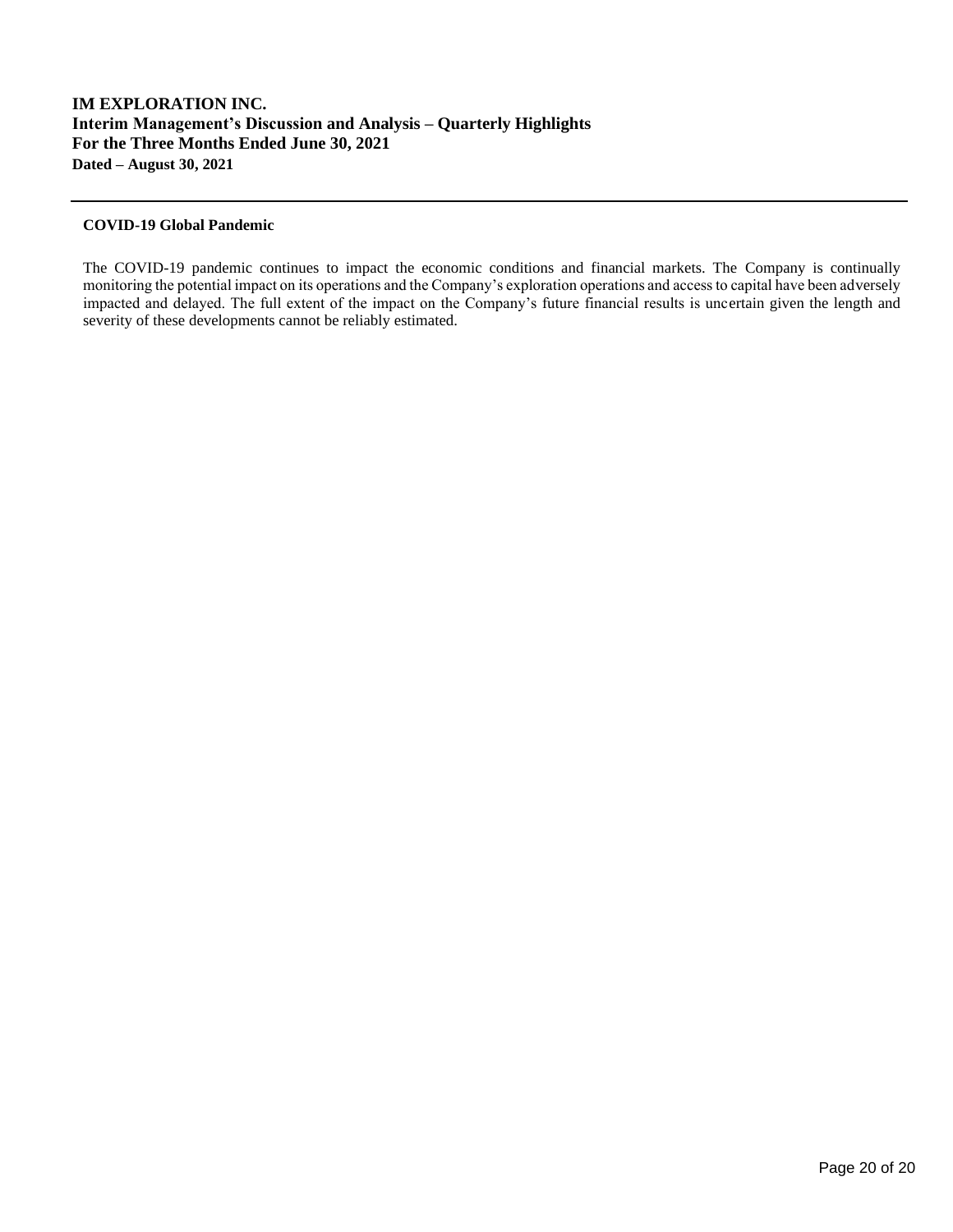#### COVID-19 Global Pandemic

The COVID-19 pandemic continues to impact the economic conditions and financial markets. The Company is continually monitoring the potential impact on its operations and the Company's exploration operations and access to capital have been adversely impacted and delayed. The full extent of the impact on the Company's future financial results is uncertain given the length and severity of these developments cannot be reliably estimated.